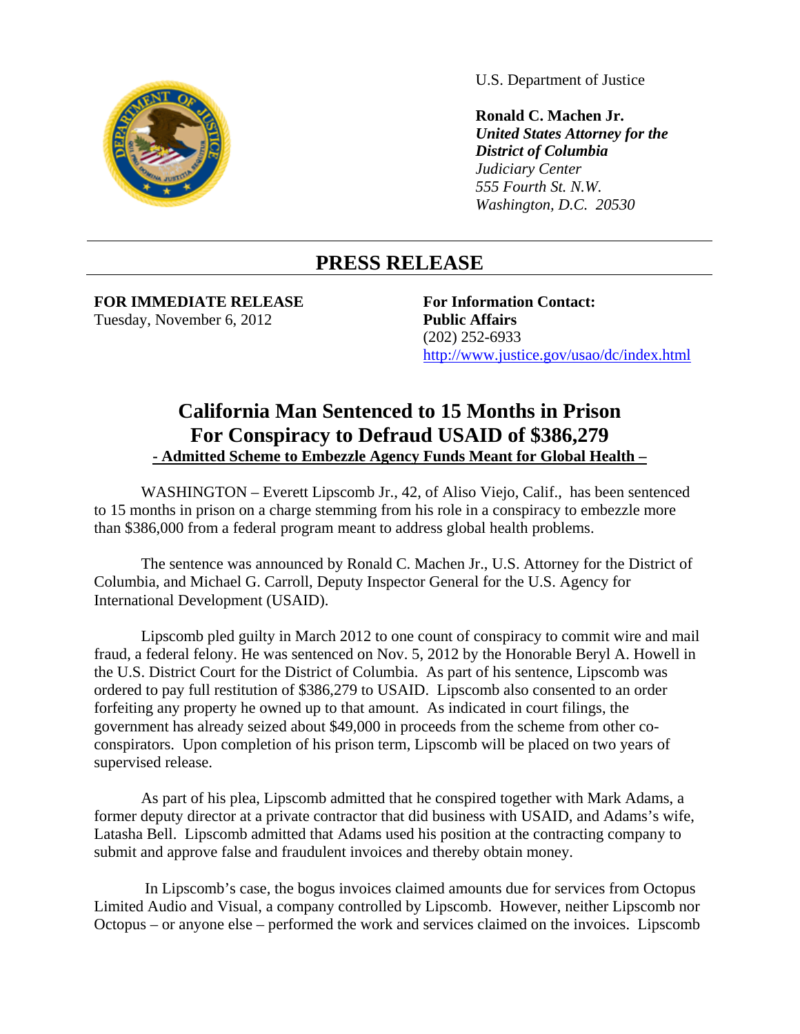U.S. Department of Justice

**Ronald C. Machen Jr.**
***United States Attorney for the District of Columbia***
*Judiciary Center*
*555 Fourth St. N.W.*
*Washington, D.C. 20530*

# PRESS RELEASE

**FOR IMMEDIATE RELEASE**
Tuesday, November 6, 2012

**For Information Contact:**
**Public Affairs**
(202) 252-6933
http://www.justice.gov/usao/dc/index.html

## California Man Sentenced to 15 Months in Prison For Conspiracy to Defraud USAID of $386,279

**- Admitted Scheme to Embezzle Agency Funds Meant for Global Health –**

WASHINGTON – Everett Lipscomb Jr., 42, of Aliso Viejo, Calif., has been sentenced to 15 months in prison on a charge stemming from his role in a conspiracy to embezzle more than $386,000 from a federal program meant to address global health problems.

The sentence was announced by Ronald C. Machen Jr., U.S. Attorney for the District of Columbia, and Michael G. Carroll, Deputy Inspector General for the U.S. Agency for International Development (USAID).

Lipscomb pled guilty in March 2012 to one count of conspiracy to commit wire and mail fraud, a federal felony. He was sentenced on Nov. 5, 2012 by the Honorable Beryl A. Howell in the U.S. District Court for the District of Columbia. As part of his sentence, Lipscomb was ordered to pay full restitution of $386,279 to USAID. Lipscomb also consented to an order forfeiting any property he owned up to that amount. As indicated in court filings, the government has already seized about $49,000 in proceeds from the scheme from other co-conspirators. Upon completion of his prison term, Lipscomb will be placed on two years of supervised release.

As part of his plea, Lipscomb admitted that he conspired together with Mark Adams, a former deputy director at a private contractor that did business with USAID, and Adams's wife, Latasha Bell. Lipscomb admitted that Adams used his position at the contracting company to submit and approve false and fraudulent invoices and thereby obtain money.

In Lipscomb's case, the bogus invoices claimed amounts due for services from Octopus Limited Audio and Visual, a company controlled by Lipscomb. However, neither Lipscomb nor Octopus – or anyone else – performed the work and services claimed on the invoices. Lipscomb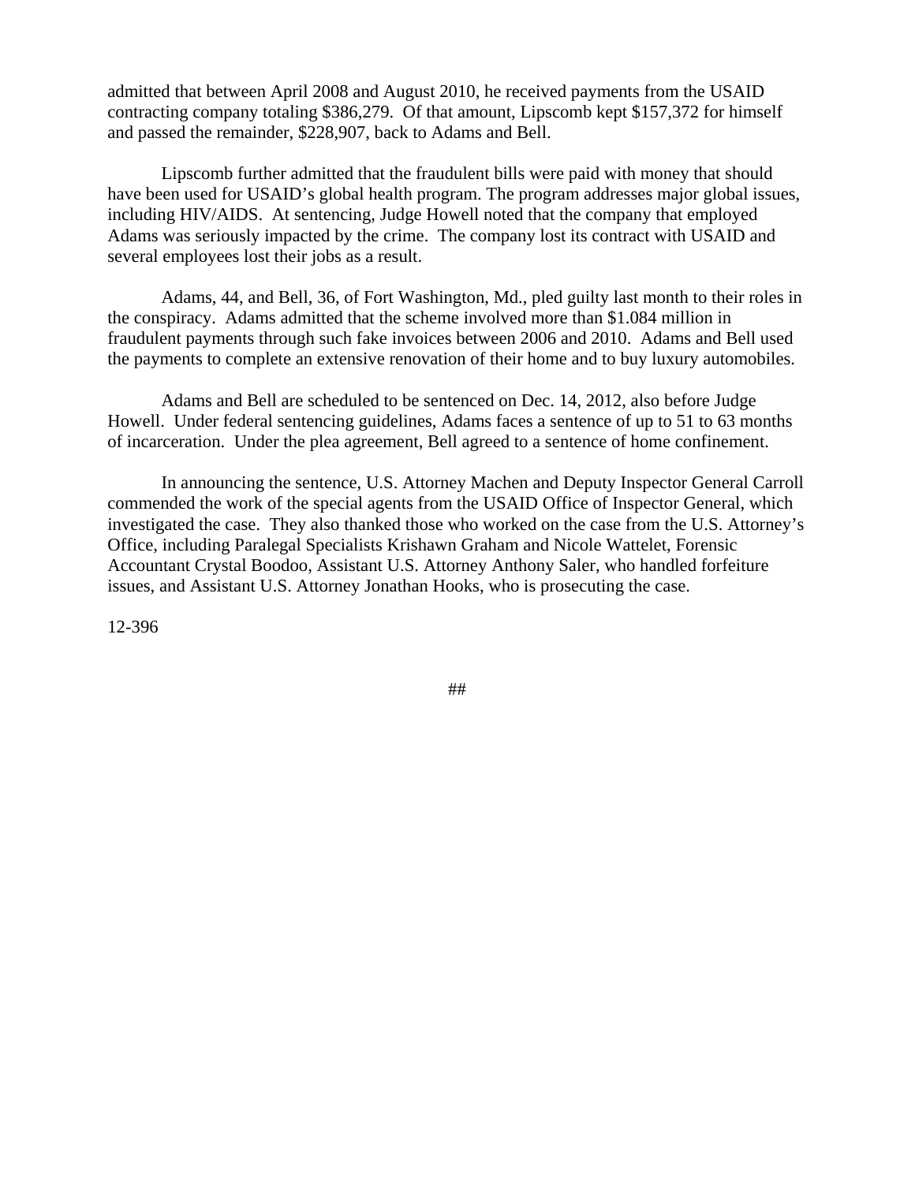admitted that between April 2008 and August 2010, he received payments from the USAID contracting company totaling $386,279. Of that amount, Lipscomb kept $157,372 for himself and passed the remainder, $228,907, back to Adams and Bell.

Lipscomb further admitted that the fraudulent bills were paid with money that should have been used for USAID's global health program. The program addresses major global issues, including HIV/AIDS. At sentencing, Judge Howell noted that the company that employed Adams was seriously impacted by the crime. The company lost its contract with USAID and several employees lost their jobs as a result.

Adams, 44, and Bell, 36, of Fort Washington, Md., pled guilty last month to their roles in the conspiracy. Adams admitted that the scheme involved more than $1.084 million in fraudulent payments through such fake invoices between 2006 and 2010. Adams and Bell used the payments to complete an extensive renovation of their home and to buy luxury automobiles.

Adams and Bell are scheduled to be sentenced on Dec. 14, 2012, also before Judge Howell. Under federal sentencing guidelines, Adams faces a sentence of up to 51 to 63 months of incarceration. Under the plea agreement, Bell agreed to a sentence of home confinement.

In announcing the sentence, U.S. Attorney Machen and Deputy Inspector General Carroll commended the work of the special agents from the USAID Office of Inspector General, which investigated the case. They also thanked those who worked on the case from the U.S. Attorney's Office, including Paralegal Specialists Krishawn Graham and Nicole Wattelet, Forensic Accountant Crystal Boodoo, Assistant U.S. Attorney Anthony Saler, who handled forfeiture issues, and Assistant U.S. Attorney Jonathan Hooks, who is prosecuting the case.

12-396

##